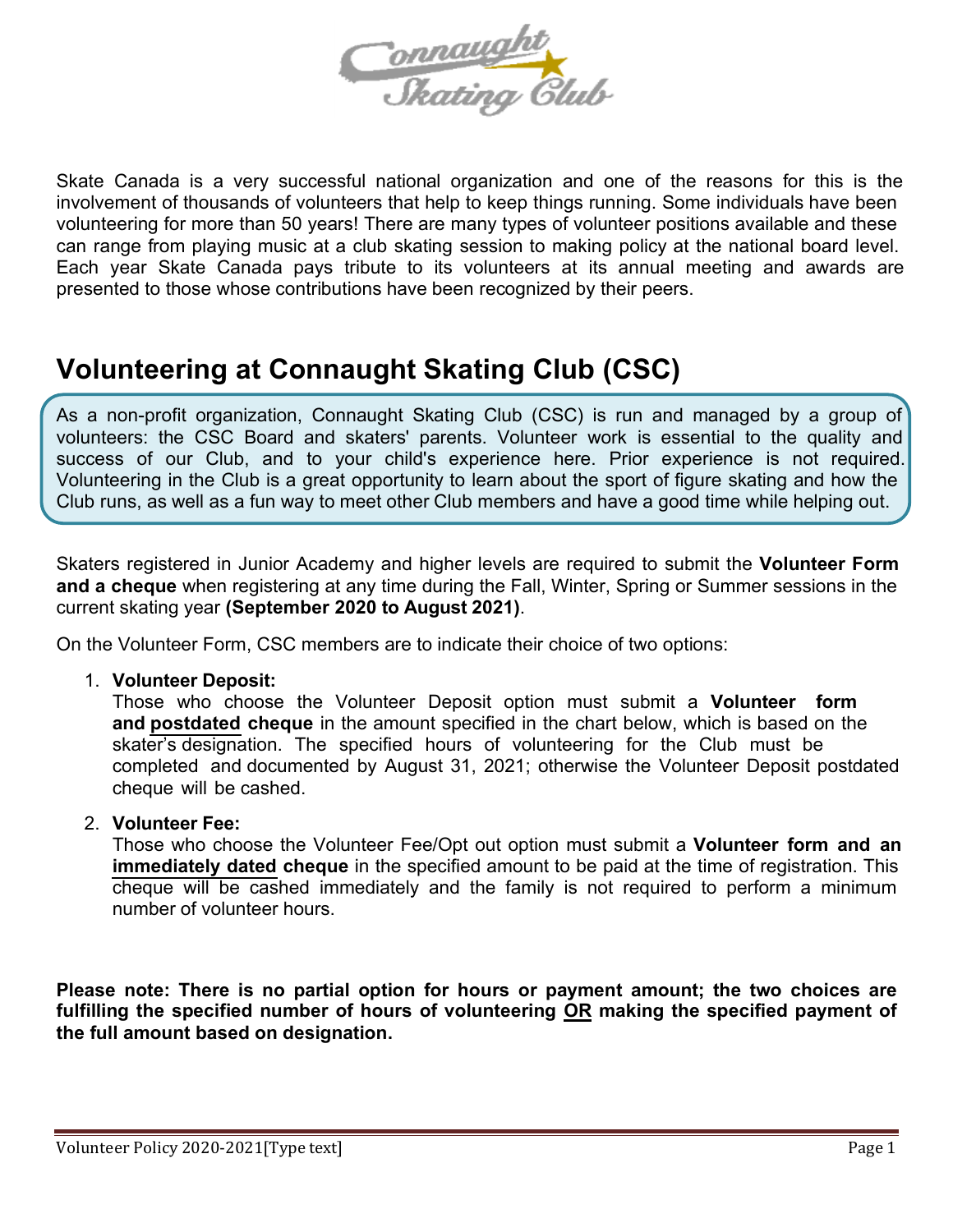Skate Canada is a very successful national organization and one of the reasons for this is the involvement of thousands of volunteers that help to keep things running. Some individuals have been volunteering for more than 50 years! There are many types of volunteer positions available and these can range from playing music at a club skating session to making policy at the national board level. Each year Skate Canada pays tribute to its volunteers at its annual meeting and awards are presented to those whose contributions have been recognized by their peers.

## Volunteering at Connaught Skating Club (CSC)

As a non-profit organization, Connaught Skating Club (CSC) is run and managed by a group of volunteers: the CSC Board and skaters' parents. Volunteer work is essential to the quality and success of our Club, and to your child's experience here. Prior experience is not required. Volunteering in the Club is a great opportunity to learn about the sport of figure skating and how the Club runs, as well as a fun way to meet other Club members and have a good time while helping out.

Skaters registered in Junior Academy and higher levels are required to submit the **Volunteer Form and a cheque** when registering at any time during the Fall, Winter, Spring or Summer sessions in the current skating year **(September 2020 to August 2021)**.

On the Volunteer Form, CSC members are to indicate their choice of two options:

1. **Volunteer Deposit:**
   Those who choose the Volunteer Deposit option must submit a **Volunteer form and postdated cheque** in the amount specified in the chart below, which is based on the skater's designation. The specified hours of volunteering for the Club must be completed and documented by August 31, 2021; otherwise the Volunteer Deposit postdated cheque will be cashed.

2. **Volunteer Fee:**
   Those who choose the Volunteer Fee/Opt out option must submit a **Volunteer form and an immediately dated cheque** in the specified amount to be paid at the time of registration. This cheque will be cashed immediately and the family is not required to perform a minimum number of volunteer hours.

**Please note: There is no partial option for hours or payment amount; the two choices are fulfilling the specified number of hours of volunteering OR making the specified payment of the full amount based on designation.**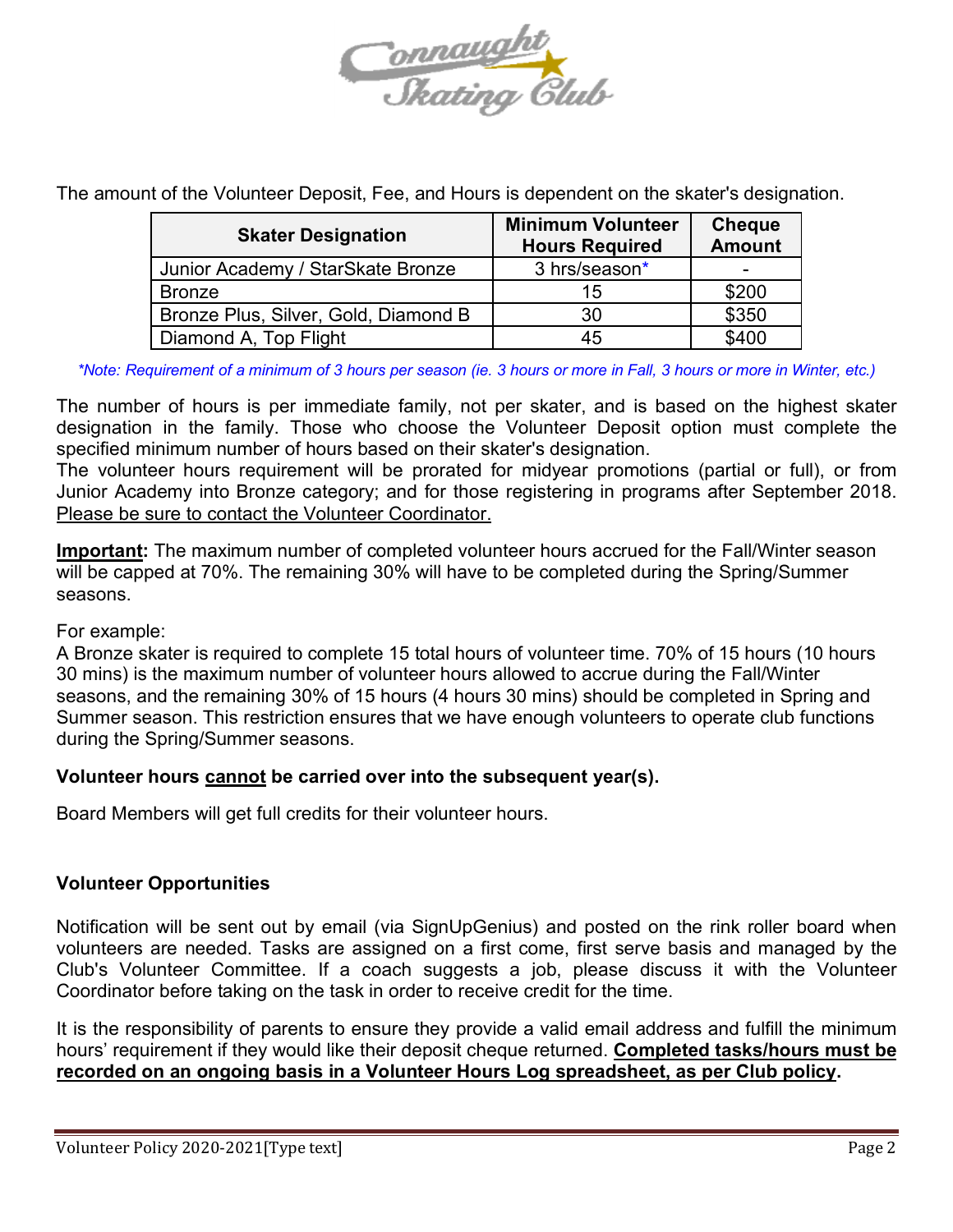The amount of the Volunteer Deposit, Fee, and Hours is dependent on the skater's designation.

| Skater Designation | Minimum Volunteer Hours Required | Cheque Amount |
|---|---|---|
| Junior Academy / StarSkate Bronze | 3 hrs/season* | - |
| Bronze | 15 | $200 |
| Bronze Plus, Silver, Gold, Diamond B | 30 | $350 |
| Diamond A, Top Flight | 45 | $400 |

*\*Note: Requirement of a minimum of 3 hours per season (ie. 3 hours or more in Fall, 3 hours or more in Winter, etc.)*

The number of hours is per immediate family, not per skater, and is based on the highest skater designation in the family. Those who choose the Volunteer Deposit option must complete the specified minimum number of hours based on their skater's designation.
The volunteer hours requirement will be prorated for midyear promotions (partial or full), or from Junior Academy into Bronze category; and for those registering in programs after September 2018. <u>Please be sure to contact the Volunteer Coordinator.</u>

<u>**Important**</u>**:** The maximum number of completed volunteer hours accrued for the Fall/Winter season will be capped at 70%. The remaining 30% will have to be completed during the Spring/Summer seasons.

For example:
A Bronze skater is required to complete 15 total hours of volunteer time. 70% of 15 hours (10 hours 30 mins) is the maximum number of volunteer hours allowed to accrue during the Fall/Winter seasons, and the remaining 30% of 15 hours (4 hours 30 mins) should be completed in Spring and Summer season. This restriction ensures that we have enough volunteers to operate club functions during the Spring/Summer seasons.

**Volunteer hours <u>cannot</u> be carried over into the subsequent year(s).**

Board Members will get full credits for their volunteer hours.

### Volunteer Opportunities

Notification will be sent out by email (via SignUpGenius) and posted on the rink roller board when volunteers are needed. Tasks are assigned on a first come, first serve basis and managed by the Club's Volunteer Committee. If a coach suggests a job, please discuss it with the Volunteer Coordinator before taking on the task in order to receive credit for the time.

It is the responsibility of parents to ensure they provide a valid email address and fulfill the minimum hours' requirement if they would like their deposit cheque returned. <u>**Completed tasks/hours must be recorded on an ongoing basis in a Volunteer Hours Log spreadsheet, as per Club policy**</u>**.**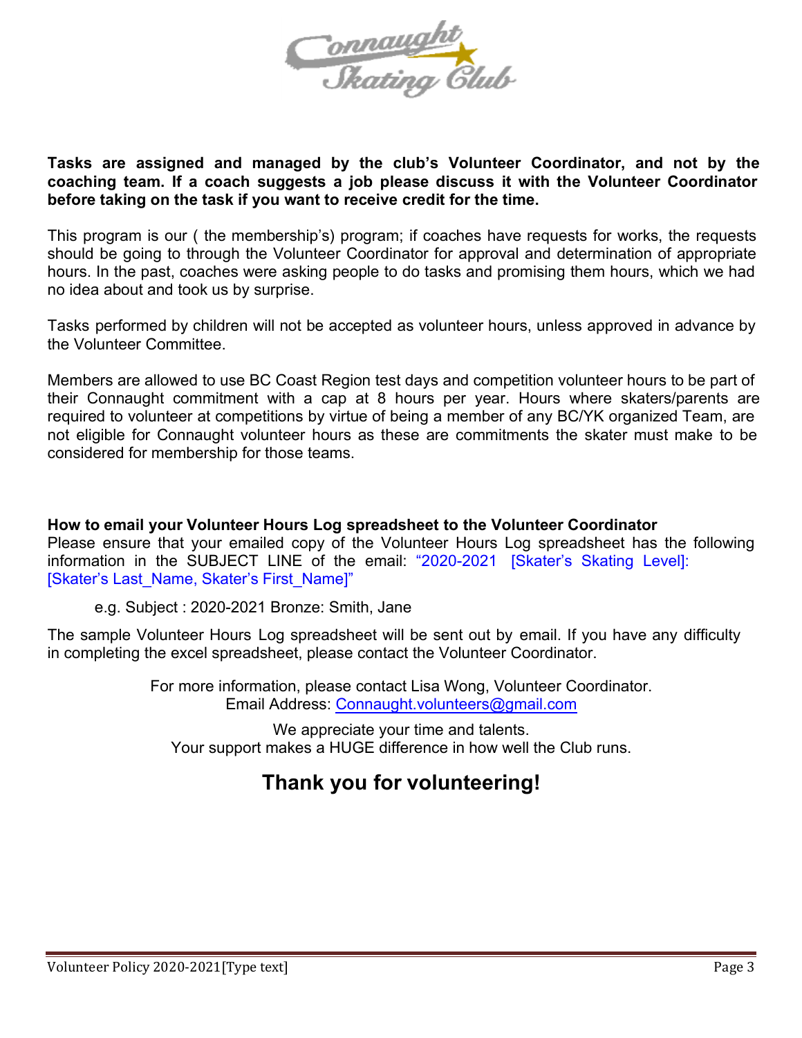**Tasks are assigned and managed by the club's Volunteer Coordinator, and not by the coaching team. If a coach suggests a job please discuss it with the Volunteer Coordinator before taking on the task if you want to receive credit for the time.**

This program is our ( the membership's) program; if coaches have requests for works, the requests should be going to through the Volunteer Coordinator for approval and determination of appropriate hours. In the past, coaches were asking people to do tasks and promising them hours, which we had no idea about and took us by surprise.

Tasks performed by children will not be accepted as volunteer hours, unless approved in advance by the Volunteer Committee.

Members are allowed to use BC Coast Region test days and competition volunteer hours to be part of their Connaught commitment with a cap at 8 hours per year. Hours where skaters/parents are required to volunteer at competitions by virtue of being a member of any BC/YK organized Team, are not eligible for Connaught volunteer hours as these are commitments the skater must make to be considered for membership for those teams.

**How to email your Volunteer Hours Log spreadsheet to the Volunteer Coordinator**

Please ensure that your emailed copy of the Volunteer Hours Log spreadsheet has the following information in the SUBJECT LINE of the email: "2020-2021 [Skater's Skating Level]: [Skater's Last_Name, Skater's First_Name]"

e.g. Subject : 2020-2021 Bronze: Smith, Jane

The sample Volunteer Hours Log spreadsheet will be sent out by email. If you have any difficulty in completing the excel spreadsheet, please contact the Volunteer Coordinator.

For more information, please contact Lisa Wong, Volunteer Coordinator.
Email Address: Connaught.volunteers@gmail.com

We appreciate your time and talents.
Your support makes a HUGE difference in how well the Club runs.

## Thank you for volunteering!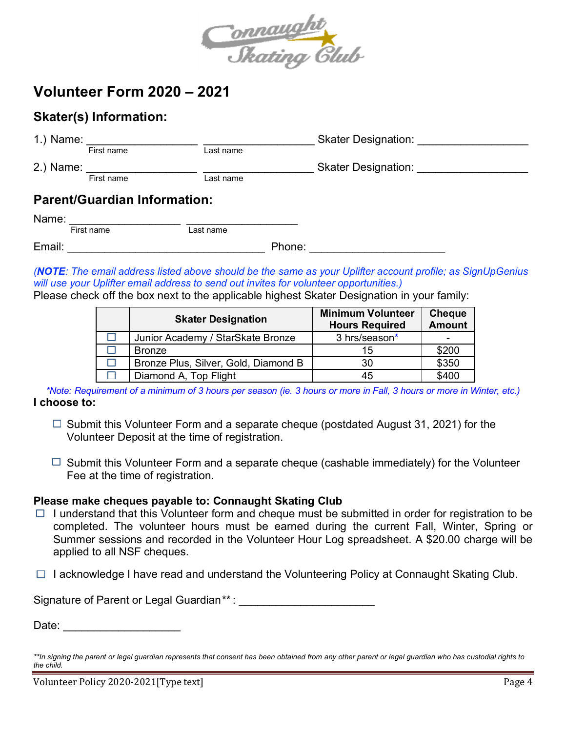Connaught Skating Club

# Volunteer Form 2020 – 2021

## Skater(s) Information:

1.) Name: ________________ ________________ Skater Designation: ________________
First name Last name

2.) Name: ________________ ________________ Skater Designation: ________________
First name Last name

## Parent/Guardian Information:

Name: ________________ ________________
First name Last name

Email: ______________________________ Phone: ____________________

*(**NOTE**: The email address listed above should be the same as your Uplifter account profile; as SignUpGenius will use your Uplifter email address to send out invites for volunteer opportunities.)*

Please check off the box next to the applicable highest Skater Designation in your family:

| | Skater Designation | Minimum Volunteer Hours Required | Cheque Amount |
|---|---|---|---|
| ☐ | Junior Academy / StarSkate Bronze | 3 hrs/season* | - |
| ☐ | Bronze | 15 | $200 |
| ☐ | Bronze Plus, Silver, Gold, Diamond B | 30 | $350 |
| ☐ | Diamond A, Top Flight | 45 | $400 |

*\*Note: Requirement of a minimum of 3 hours per season (ie. 3 hours or more in Fall, 3 hours or more in Winter, etc.)*

**I choose to:**

☐ Submit this Volunteer Form and a separate cheque (postdated August 31, 2021) for the Volunteer Deposit at the time of registration.

☐ Submit this Volunteer Form and a separate cheque (cashable immediately) for the Volunteer Fee at the time of registration.

**Please make cheques payable to: Connaught Skating Club**

☐ I understand that this Volunteer form and cheque must be submitted in order for registration to be completed. The volunteer hours must be earned during the current Fall, Winter, Spring or Summer sessions and recorded in the Volunteer Hour Log spreadsheet. A $20.00 charge will be applied to all NSF cheques.

☐ I acknowledge I have read and understand the Volunteering Policy at Connaught Skating Club.

Signature of Parent or Legal Guardian** : ____________________

Date: ________________

*\*\*In signing the parent or legal guardian represents that consent has been obtained from any other parent or legal guardian who has custodial rights to the child.*